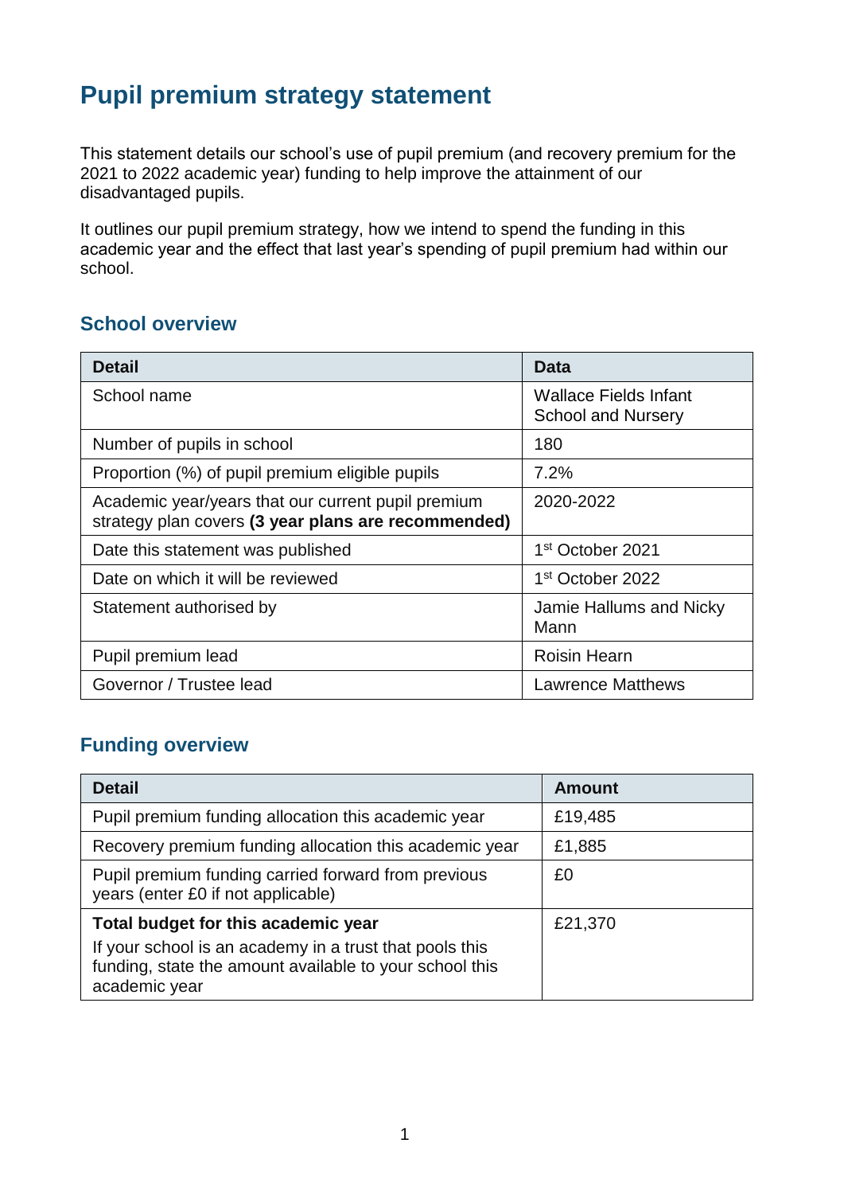# Pupil premium strategy statement

This statement details our school's use of pupil premium (and recovery premium for the 2021 to 2022 academic year) funding to help improve the attainment of our disadvantaged pupils.

It outlines our pupil premium strategy, how we intend to spend the funding in this academic year and the effect that last year's spending of pupil premium had within our school.

## School overview

| Detail | Data |
|---|---|
| School name | Wallace Fields Infant School and Nursery |
| Number of pupils in school | 180 |
| Proportion (%) of pupil premium eligible pupils | 7.2% |
| Academic year/years that our current pupil premium strategy plan covers **(3 year plans are recommended)** | 2020-2022 |
| Date this statement was published | 1st October 2021 |
| Date on which it will be reviewed | 1st October 2022 |
| Statement authorised by | Jamie Hallums and Nicky Mann |
| Pupil premium lead | Roisin Hearn |
| Governor / Trustee lead | Lawrence Matthews |

## Funding overview

| Detail | Amount |
|---|---|
| Pupil premium funding allocation this academic year | £19,485 |
| Recovery premium funding allocation this academic year | £1,885 |
| Pupil premium funding carried forward from previous years (enter £0 if not applicable) | £0 |
| **Total budget for this academic year**<br>If your school is an academy in a trust that pools this funding, state the amount available to your school this academic year | £21,370 |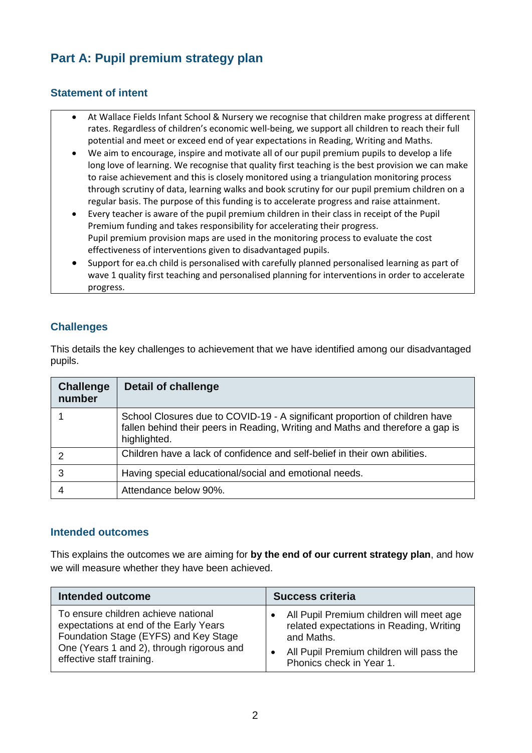# Part A: Pupil premium strategy plan

## Statement of intent

- At Wallace Fields Infant School & Nursery we recognise that children make progress at different rates. Regardless of children's economic well-being, we support all children to reach their full potential and meet or exceed end of year expectations in Reading, Writing and Maths.
- We aim to encourage, inspire and motivate all of our pupil premium pupils to develop a life long love of learning. We recognise that quality first teaching is the best provision we can make to raise achievement and this is closely monitored using a triangulation monitoring process through scrutiny of data, learning walks and book scrutiny for our pupil premium children on a regular basis. The purpose of this funding is to accelerate progress and raise attainment.
- Every teacher is aware of the pupil premium children in their class in receipt of the Pupil Premium funding and takes responsibility for accelerating their progress.
  Pupil premium provision maps are used in the monitoring process to evaluate the cost effectiveness of interventions given to disadvantaged pupils.
- Support for ea.ch child is personalised with carefully planned personalised learning as part of wave 1 quality first teaching and personalised planning for interventions in order to accelerate progress.

## Challenges

This details the key challenges to achievement that we have identified among our disadvantaged pupils.

| Challenge number | Detail of challenge |
|---|---|
| 1 | School Closures due to COVID-19 - A significant proportion of children have fallen behind their peers in Reading, Writing and Maths and therefore a gap is highlighted. |
| 2 | Children have a lack of confidence and self-belief in their own abilities. |
| 3 | Having special educational/social and emotional needs. |
| 4 | Attendance below 90%. |

## Intended outcomes

This explains the outcomes we are aiming for **by the end of our current strategy plan**, and how we will measure whether they have been achieved.

| Intended outcome | Success criteria |
|---|---|
| To ensure children achieve national expectations at end of the Early Years Foundation Stage (EYFS) and Key Stage One (Years 1 and 2), through rigorous and effective staff training. | • All Pupil Premium children will meet age related expectations in Reading, Writing and Maths.<br>• All Pupil Premium children will pass the Phonics check in Year 1. |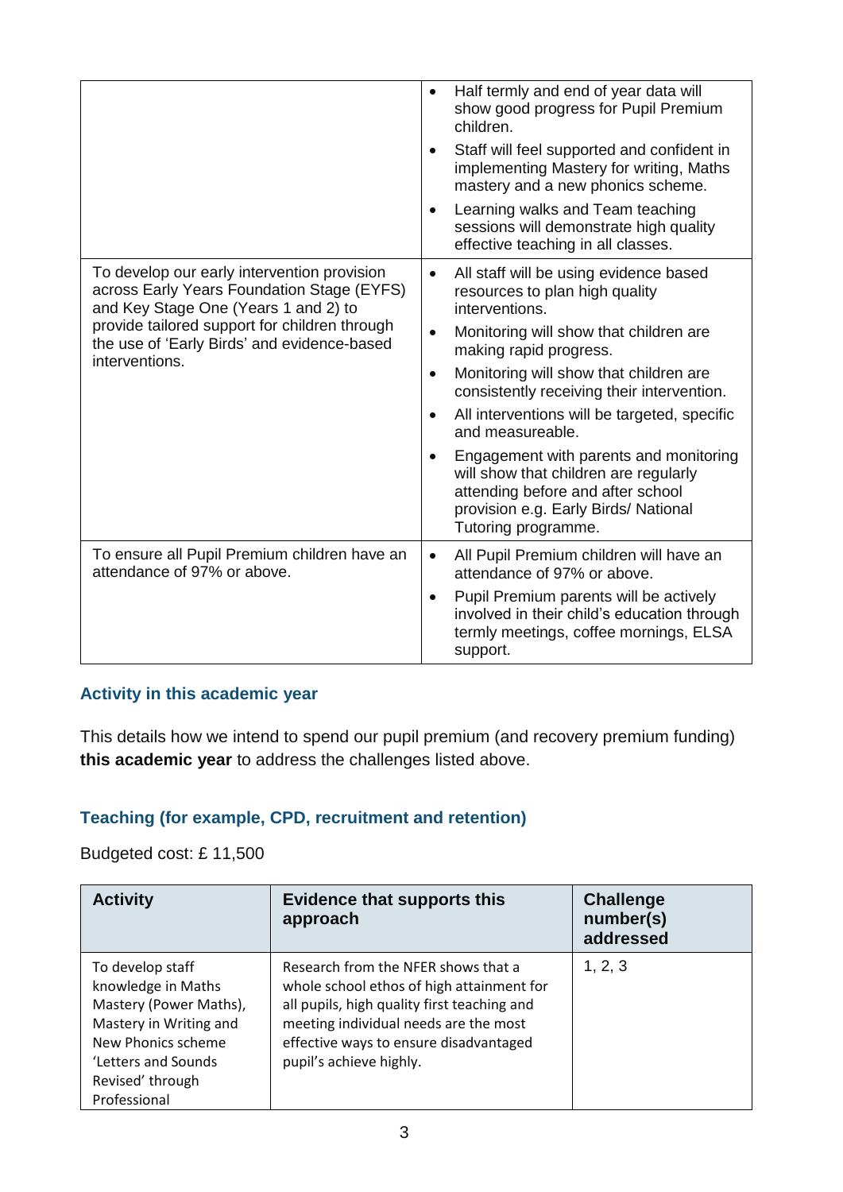| | |
|---|---|
| | • Half termly and end of year data will show good progress for Pupil Premium children.<br>• Staff will feel supported and confident in implementing Mastery for writing, Maths mastery and a new phonics scheme.<br>• Learning walks and Team teaching sessions will demonstrate high quality effective teaching in all classes. |
| To develop our early intervention provision across Early Years Foundation Stage (EYFS) and Key Stage One (Years 1 and 2) to provide tailored support for children through the use of 'Early Birds' and evidence-based interventions. | • All staff will be using evidence based resources to plan high quality interventions.<br>• Monitoring will show that children are making rapid progress.<br>• Monitoring will show that children are consistently receiving their intervention.<br>• All interventions will be targeted, specific and measureable.<br>• Engagement with parents and monitoring will show that children are regularly attending before and after school provision e.g. Early Birds/ National Tutoring programme. |
| To ensure all Pupil Premium children have an attendance of 97% or above. | • All Pupil Premium children will have an attendance of 97% or above.<br>• Pupil Premium parents will be actively involved in their child's education through termly meetings, coffee mornings, ELSA support. |

## Activity in this academic year

This details how we intend to spend our pupil premium (and recovery premium funding) **this academic year** to address the challenges listed above.

### Teaching (for example, CPD, recruitment and retention)

Budgeted cost: £ 11,500

| Activity | Evidence that supports this approach | Challenge number(s) addressed |
|---|---|---|
| To develop staff knowledge in Maths Mastery (Power Maths), Mastery in Writing and New Phonics scheme 'Letters and Sounds Revised' through Professional | Research from the NFER shows that a whole school ethos of high attainment for all pupils, high quality first teaching and meeting individual needs are the most effective ways to ensure disadvantaged pupil's achieve highly. | 1, 2, 3 |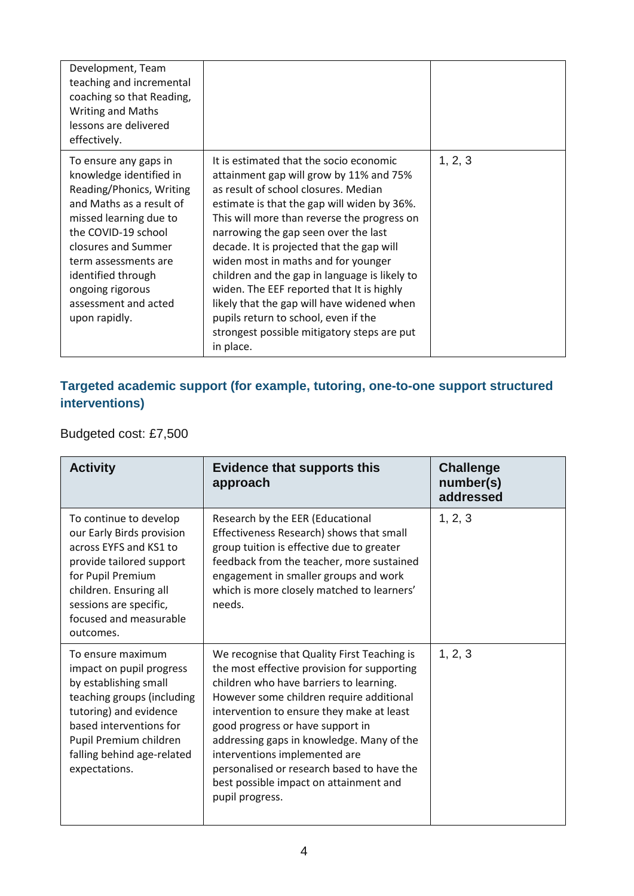| | | |
|---|---|---|
| Development, Team teaching and incremental coaching so that Reading, Writing and Maths lessons are delivered effectively. | | |
| To ensure any gaps in knowledge identified in Reading/Phonics, Writing and Maths as a result of missed learning due to the COVID-19 school closures and Summer term assessments are identified through ongoing rigorous assessment and acted upon rapidly. | It is estimated that the socio economic attainment gap will grow by 11% and 75% as result of school closures. Median estimate is that the gap will widen by 36%. This will more than reverse the progress on narrowing the gap seen over the last decade. It is projected that the gap will widen most in maths and for younger children and the gap in language is likely to widen. The EEF reported that It is highly likely that the gap will have widened when pupils return to school, even if the strongest possible mitigatory steps are put in place. | 1, 2, 3 |

## Targeted academic support (for example, tutoring, one-to-one support structured interventions)

Budgeted cost: £7,500

| Activity | Evidence that supports this approach | Challenge number(s) addressed |
|---|---|---|
| To continue to develop our Early Birds provision across EYFS and KS1 to provide tailored support for Pupil Premium children. Ensuring all sessions are specific, focused and measurable outcomes. | Research by the EER (Educational Effectiveness Research) shows that small group tuition is effective due to greater feedback from the teacher, more sustained engagement in smaller groups and work which is more closely matched to learners' needs. | 1, 2, 3 |
| To ensure maximum impact on pupil progress by establishing small teaching groups (including tutoring) and evidence based interventions for Pupil Premium children falling behind age-related expectations. | We recognise that Quality First Teaching is the most effective provision for supporting children who have barriers to learning. However some children require additional intervention to ensure they make at least good progress or have support in addressing gaps in knowledge. Many of the interventions implemented are personalised or research based to have the best possible impact on attainment and pupil progress. | 1, 2, 3 |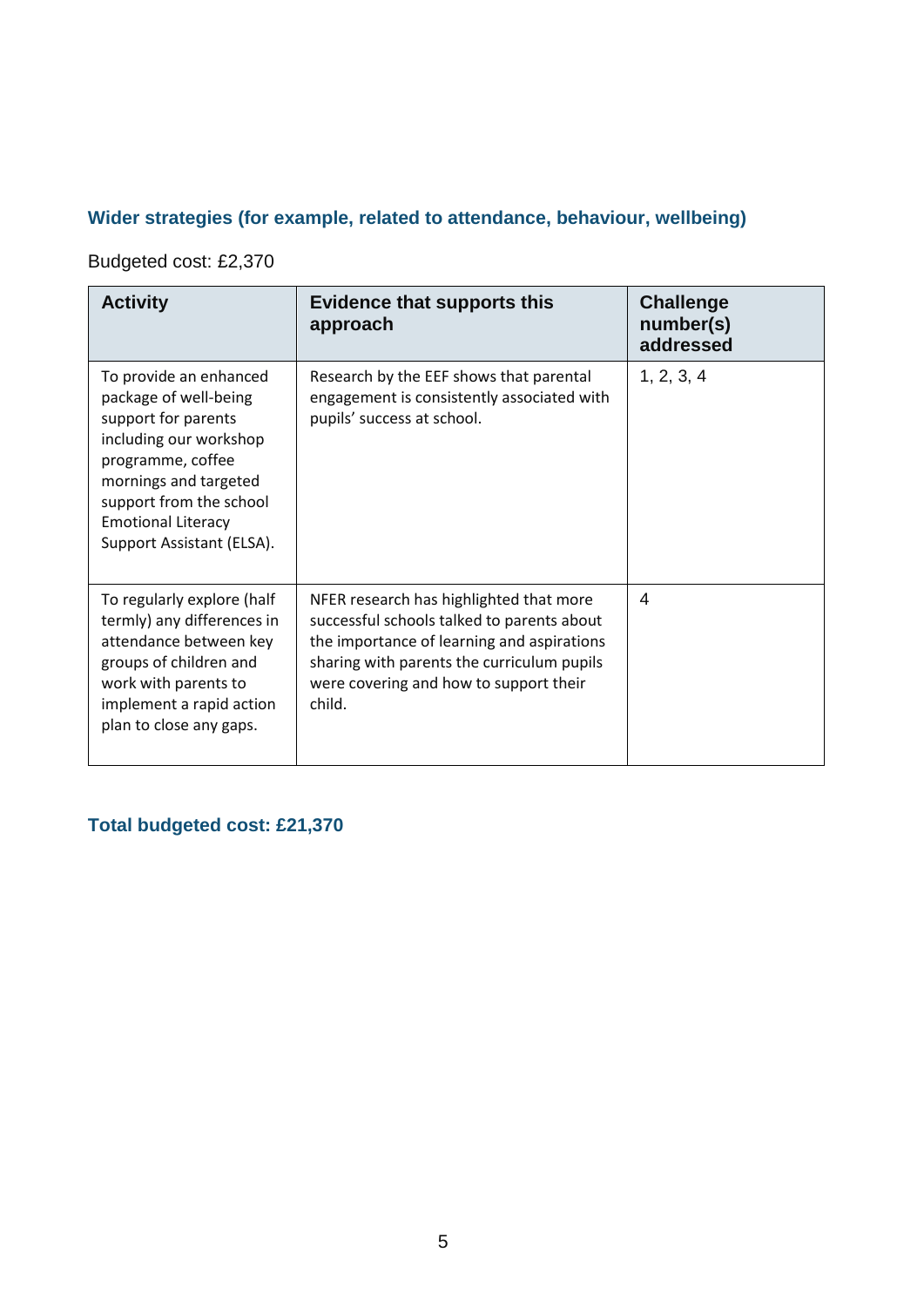### Wider strategies (for example, related to attendance, behaviour, wellbeing)

Budgeted cost: £2,370

| Activity | Evidence that supports this approach | Challenge number(s) addressed |
|---|---|---|
| To provide an enhanced package of well-being support for parents including our workshop programme, coffee mornings and targeted support from the school Emotional Literacy Support Assistant (ELSA). | Research by the EEF shows that parental engagement is consistently associated with pupils' success at school. | 1, 2, 3, 4 |
| To regularly explore (half termly) any differences in attendance between key groups of children and work with parents to implement a rapid action plan to close any gaps. | NFER research has highlighted that more successful schools talked to parents about the importance of learning and aspirations sharing with parents the curriculum pupils were covering and how to support their child. | 4 |

### Total budgeted cost: £21,370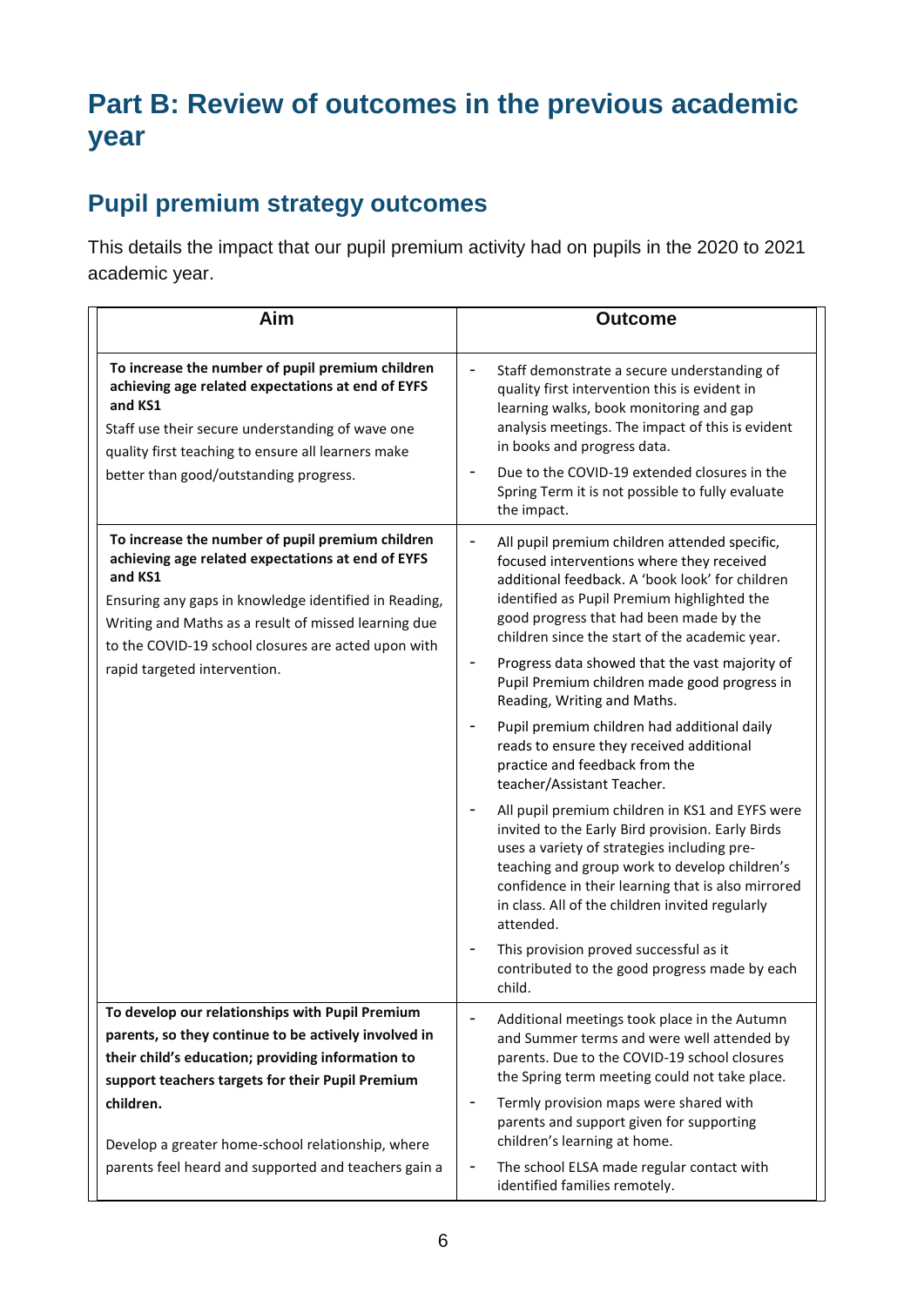# Part B: Review of outcomes in the previous academic year

## Pupil premium strategy outcomes

This details the impact that our pupil premium activity had on pupils in the 2020 to 2021 academic year.

| Aim | Outcome |
|---|---|
| **To increase the number of pupil premium children achieving age related expectations at end of EYFS and KS1**<br>Staff use their secure understanding of wave one quality first teaching to ensure all learners make better than good/outstanding progress. | - Staff demonstrate a secure understanding of quality first intervention this is evident in learning walks, book monitoring and gap analysis meetings. The impact of this is evident in books and progress data.<br>- Due to the COVID-19 extended closures in the Spring Term it is not possible to fully evaluate the impact. |
| **To increase the number of pupil premium children achieving age related expectations at end of EYFS and KS1**<br>Ensuring any gaps in knowledge identified in Reading, Writing and Maths as a result of missed learning due to the COVID-19 school closures are acted upon with rapid targeted intervention. | - All pupil premium children attended specific, focused interventions where they received additional feedback. A 'book look' for children identified as Pupil Premium highlighted the good progress that had been made by the children since the start of the academic year.<br>- Progress data showed that the vast majority of Pupil Premium children made good progress in Reading, Writing and Maths.<br>- Pupil premium children had additional daily reads to ensure they received additional practice and feedback from the teacher/Assistant Teacher.<br>- All pupil premium children in KS1 and EYFS were invited to the Early Bird provision. Early Birds uses a variety of strategies including pre-teaching and group work to develop children's confidence in their learning that is also mirrored in class. All of the children invited regularly attended.<br>- This provision proved successful as it contributed to the good progress made by each child. |
| **To develop our relationships with Pupil Premium parents, so they continue to be actively involved in their child's education; providing information to support teachers targets for their Pupil Premium children.**<br><br>Develop a greater home-school relationship, where parents feel heard and supported and teachers gain a | - Additional meetings took place in the Autumn and Summer terms and were well attended by parents. Due to the COVID-19 school closures the Spring term meeting could not take place.<br>- Termly provision maps were shared with parents and support given for supporting children's learning at home.<br>- The school ELSA made regular contact with identified families remotely. |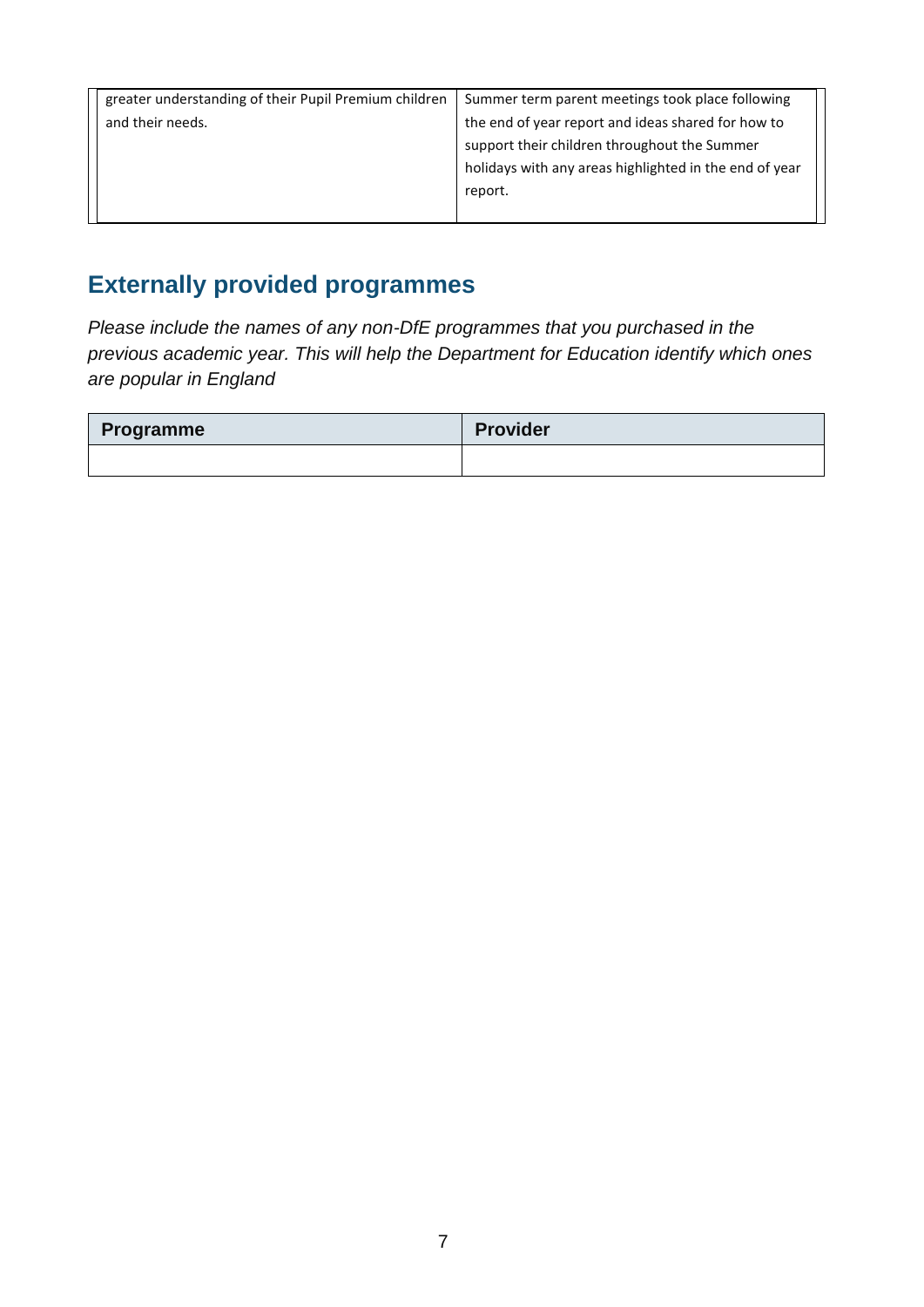| | |
|---|---|
| greater understanding of their Pupil Premium children and their needs. | Summer term parent meetings took place following the end of year report and ideas shared for how to support their children throughout the Summer holidays with any areas highlighted in the end of year report. |

## Externally provided programmes

*Please include the names of any non-DfE programmes that you purchased in the previous academic year. This will help the Department for Education identify which ones are popular in England*

| Programme | Provider |
|---|---|
| | |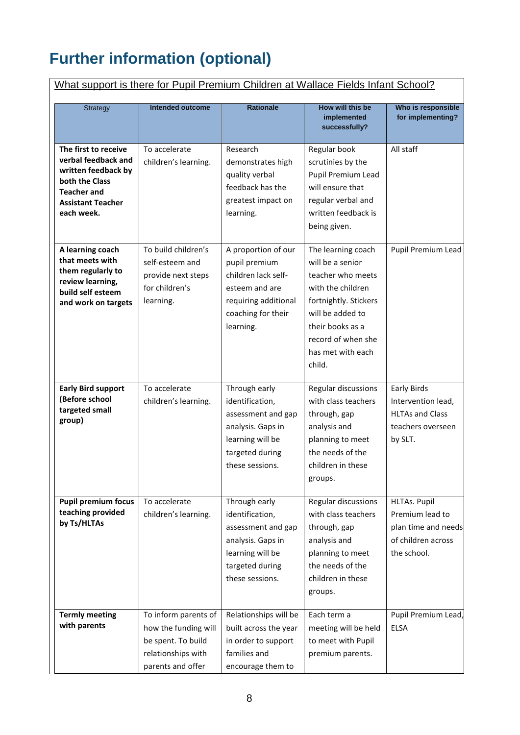# Further information (optional)

What support is there for Pupil Premium Children at Wallace Fields Infant School?

| Strategy | Intended outcome | Rationale | How will this be implemented successfully? | Who is responsible for implementing? |
|---|---|---|---|---|
| **The first to receive verbal feedback and written feedback by both the Class Teacher and Assistant Teacher each week.** | To accelerate children's learning. | Research demonstrates high quality verbal feedback has the greatest impact on learning. | Regular book scrutinies by the Pupil Premium Lead will ensure that regular verbal and written feedback is being given. | All staff |
| **A learning coach that meets with them regularly to review learning, build self esteem and work on targets** | To build children's self-esteem and provide next steps for children's learning. | A proportion of our pupil premium children lack self-esteem and are requiring additional coaching for their learning. | The learning coach will be a senior teacher who meets with the children fortnightly. Stickers will be added to their books as a record of when she has met with each child. | Pupil Premium Lead |
| **Early Bird support (Before school targeted small group)** | To accelerate children's learning. | Through early identification, assessment and gap analysis. Gaps in learning will be targeted during these sessions. | Regular discussions with class teachers through, gap analysis and planning to meet the needs of the children in these groups. | Early Birds Intervention lead, HLTAs and Class teachers overseen by SLT. |
| **Pupil premium focus teaching provided by Ts/HLTAs** | To accelerate children's learning. | Through early identification, assessment and gap analysis. Gaps in learning will be targeted during these sessions. | Regular discussions with class teachers through, gap analysis and planning to meet the needs of the children in these groups. | HLTAs. Pupil Premium lead to plan time and needs of children across the school. |
| **Termly meeting with parents** | To inform parents of how the funding will be spent. To build relationships with parents and offer | Relationships will be built across the year in order to support families and encourage them to | Each term a meeting will be held to meet with Pupil premium parents. | Pupil Premium Lead, ELSA |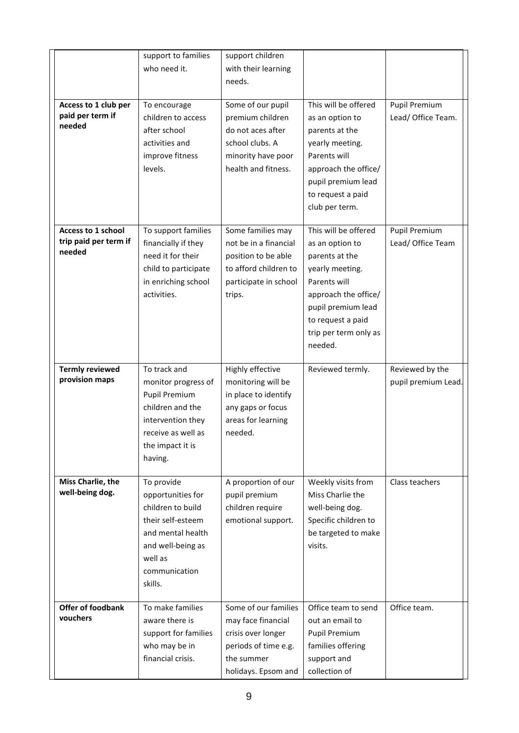|  | support to families who need it. | support children with their learning needs. |  |  |
|---|---|---|---|---|
| **Access to 1 club per paid per term if needed** | To encourage children to access after school activities and improve fitness levels. | Some of our pupil premium children do not aces after school clubs. A minority have poor health and fitness. | This will be offered as an option to parents at the yearly meeting. Parents will approach the office/ pupil premium lead to request a paid club per term. | Pupil Premium Lead/ Office Team. |
| **Access to 1 school trip paid per term if needed** | To support families financially if they need it for their child to participate in enriching school activities. | Some families may not be in a financial position to be able to afford children to participate in school trips. | This will be offered as an option to parents at the yearly meeting. Parents will approach the office/ pupil premium lead to request a paid trip per term only as needed. | Pupil Premium Lead/ Office Team |
| **Termly reviewed provision maps** | To track and monitor progress of Pupil Premium children and the intervention they receive as well as the impact it is having. | Highly effective monitoring will be in place to identify any gaps or focus areas for learning needed. | Reviewed termly. | Reviewed by the pupil premium Lead. |
| **Miss Charlie, the well-being dog.** | To provide opportunities for children to build their self-esteem and mental health and well-being as well as communication skills. | A proportion of our pupil premium children require emotional support. | Weekly visits from Miss Charlie the well-being dog. Specific children to be targeted to make visits. | Class teachers |
| **Offer of foodbank vouchers** | To make families aware there is support for families who may be in financial crisis. | Some of our families may face financial crisis over longer periods of time e.g. the summer holidays. Epsom and | Office team to send out an email to Pupil Premium families offering support and collection of | Office team. |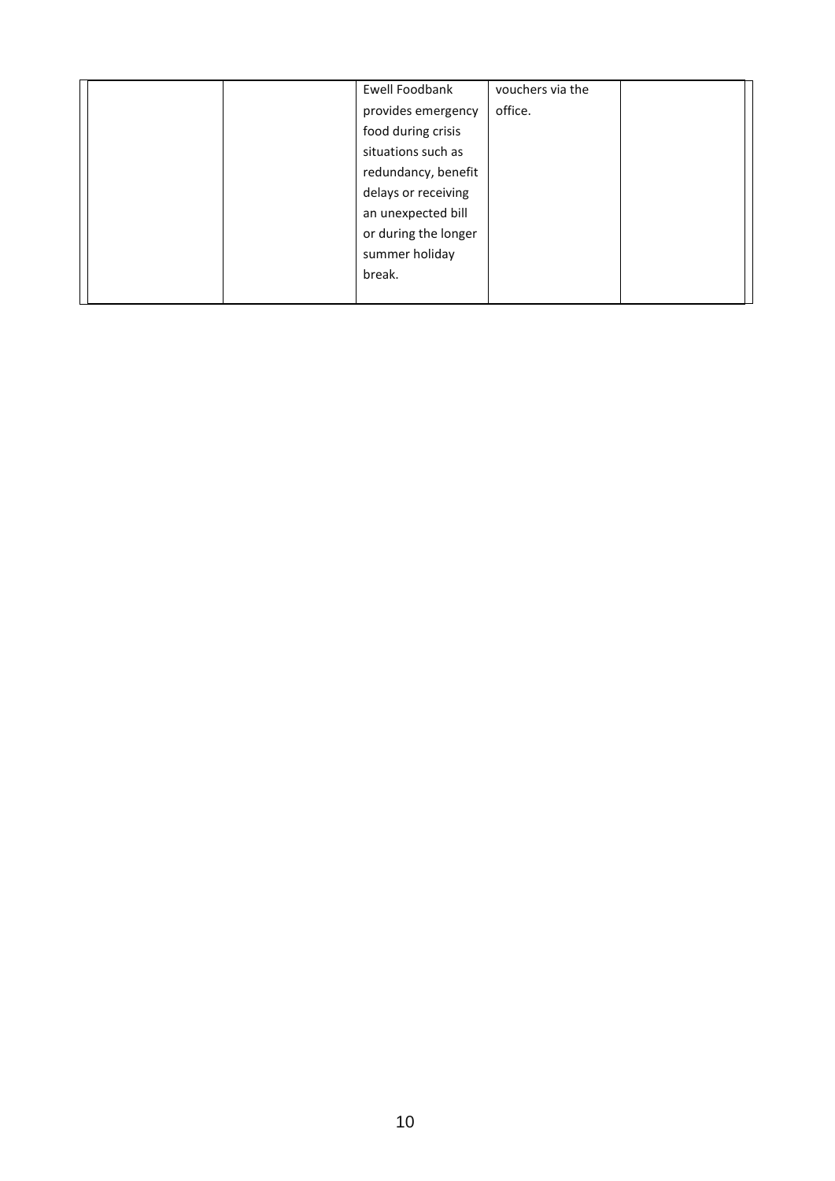| | | | | |
|---|---|---|---|---|
| | | Ewell Foodbank provides emergency food during crisis situations such as redundancy, benefit delays or receiving an unexpected bill or during the longer summer holiday break. | vouchers via the office. | |